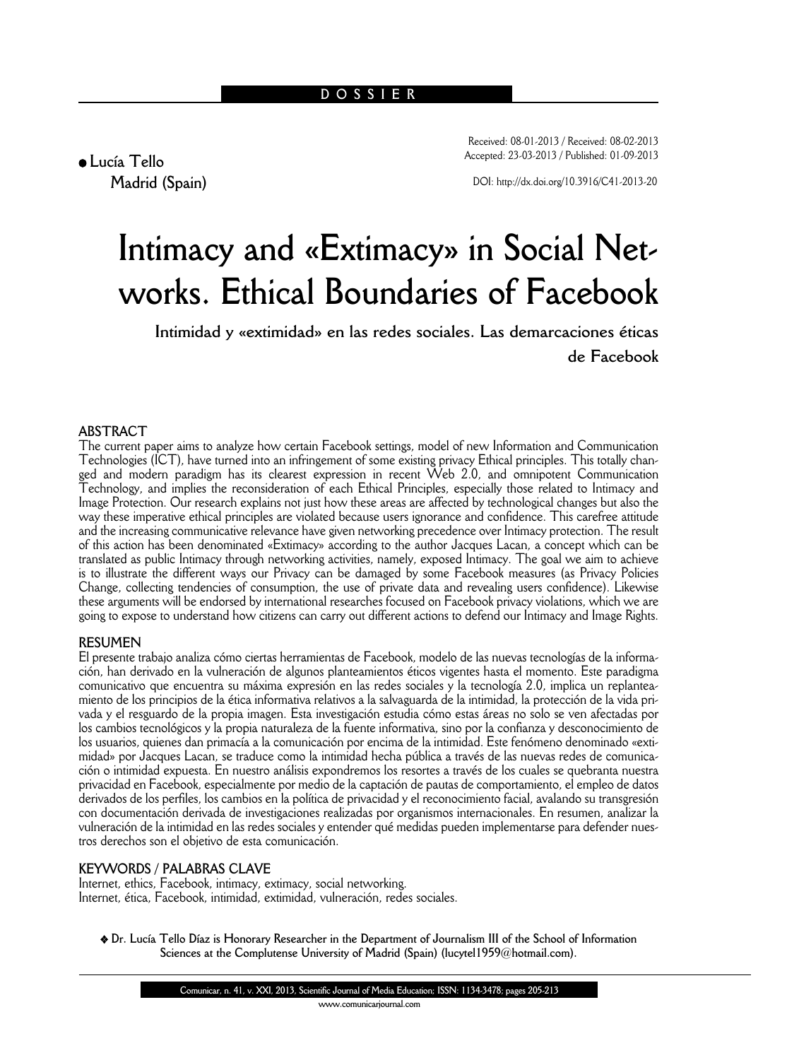DOSSIER

● **Lucía Tello**
**Madrid (Spain)**

Received: 08-01-2013 / Received: 08-02-2013
Accepted: 23-03-2013 / Published: 01-09-2013

DOI: http://dx.doi.org/10.3916/C41-2013-20

# Intimacy and «Extimacy» in Social Networks. Ethical Boundaries of Facebook

## Intimidad y «extimidad» en las redes sociales. Las demarcaciones éticas de Facebook

### ABSTRACT

The current paper aims to analyze how certain Facebook settings, model of new Information and Communication Technologies (ICT), have turned into an infringement of some existing privacy Ethical principles. This totally changed and modern paradigm has its clearest expression in recent Web 2.0, and omnipotent Communication Technology, and implies the reconsideration of each Ethical Principles, especially those related to Intimacy and Image Protection. Our research explains not just how these areas are affected by technological changes but also the way these imperative ethical principles are violated because users ignorance and confidence. This carefree attitude and the increasing communicative relevance have given networking precedence over Intimacy protection. The result of this action has been denominated «Extimacy» according to the author Jacques Lacan, a concept which can be translated as public Intimacy through networking activities, namely, exposed Intimacy. The goal we aim to achieve is to illustrate the different ways our Privacy can be damaged by some Facebook measures (as Privacy Policies Change, collecting tendencies of consumption, the use of private data and revealing users confidence). Likewise these arguments will be endorsed by international researches focused on Facebook privacy violations, which we are going to expose to understand how citizens can carry out different actions to defend our Intimacy and Image Rights.

### RESUMEN

El presente trabajo analiza cómo ciertas herramientas de Facebook, modelo de las nuevas tecnologías de la información, han derivado en la vulneración de algunos planteamientos éticos vigentes hasta el momento. Este paradigma comunicativo que encuentra su máxima expresión en las redes sociales y la tecnología 2.0, implica un replanteamiento de los principios de la ética informativa relativos a la salvaguarda de la intimidad, la protección de la vida privada y el resguardo de la propia imagen. Esta investigación estudia cómo estas áreas no solo se ven afectadas por los cambios tecnológicos y la propia naturaleza de la fuente informativa, sino por la confianza y desconocimiento de los usuarios, quienes dan primacía a la comunicación por encima de la intimidad. Este fenómeno denominado «extimidad» por Jacques Lacan, se traduce como la intimidad hecha pública a través de las nuevas redes de comunicación o intimidad expuesta. En nuestro análisis expondremos los resortes a través de los cuales se quebranta nuestra privacidad en Facebook, especialmente por medio de la captación de pautas de comportamiento, el empleo de datos derivados de los perfiles, los cambios en la política de privacidad y el reconocimiento facial, avalando su transgresión con documentación derivada de investigaciones realizadas por organismos internacionales. En resumen, analizar la vulneración de la intimidad en las redes sociales y entender qué medidas pueden implementarse para defender nuestros derechos son el objetivo de esta comunicación.

### KEYWORDS / PALABRAS CLAVE

Internet, ethics, Facebook, intimacy, extimacy, social networking.
Internet, ética, Facebook, intimidad, extimidad, vulneración, redes sociales.

◆ **Dr. Lucía Tello Díaz is Honorary Researcher in the Department of Journalism III of the School of Information Sciences at the Complutense University of Madrid (Spain) (lucytel1959@hotmail.com).**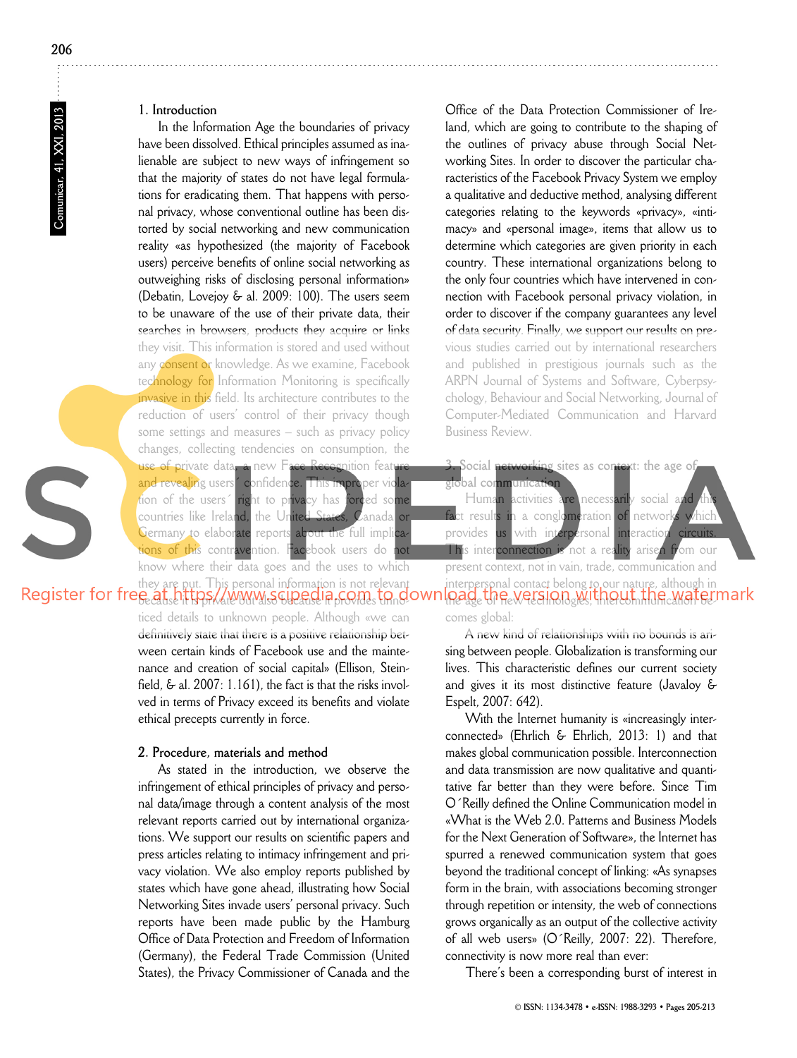## 1. Introduction

In the Information Age the boundaries of privacy have been dissolved. Ethical principles assumed as inalienable are subject to new ways of infringement so that the majority of states do not have legal formulations for eradicating them. That happens with personal privacy, whose conventional outline has been distorted by social networking and new communication reality «as hypothesized (the majority of Facebook users) perceive benefits of online social networking as outweighing risks of disclosing personal information» (Debatin, Lovejoy & al. 2009: 100). The users seem to be unaware of the use of their private data, their searches in browsers, products they acquire or links they visit. This information is stored and used without any consent or knowledge. As we examine, Facebook technology for Information Monitoring is specifically invasive in this field. Its architecture contributes to the reduction of users' control of their privacy though some settings and measures – such as privacy policy changes, collecting tendencies on consumption, the use of private data, a new Face Recognition feature and revealing users' confidence. This improper violation of the users' right to privacy has forced some countries like Ireland, the United States, Canada or Germany to elaborate reports about the full implications of this contravention. Facebook users do not know where their data goes and the uses to which they are put. This personal information is not relevant because it is private but also because it provides unnoticed details to unknown people. Although «we can definitively state that there is a positive relationship between certain kinds of Facebook use and the maintenance and creation of social capital» (Ellison, Steinfield, & al. 2007: 1.161), the fact is that the risks involved in terms of Privacy exceed its benefits and violate ethical precepts currently in force.

## 2. Procedure, materials and method

As stated in the introduction, we observe the infringement of ethical principles of privacy and personal data/image through a content analysis of the most relevant reports carried out by international organizations. We support our results on scientific papers and press articles relating to intimacy infringement and privacy violation. We also employ reports published by states which have gone ahead, illustrating how Social Networking Sites invade users' personal privacy. Such reports have been made public by the Hamburg Office of Data Protection and Freedom of Information (Germany), the Federal Trade Commission (United States), the Privacy Commissioner of Canada and the Office of the Data Protection Commissioner of Ireland, which are going to contribute to the shaping of the outlines of privacy abuse through Social Networking Sites. In order to discover the particular characteristics of the Facebook Privacy System we employ a qualitative and deductive method, analysing different categories relating to the keywords «privacy», «intimacy» and «personal image», items that allow us to determine which categories are given priority in each country. These international organizations belong to the only four countries which have intervened in connection with Facebook personal privacy violation, in order to discover if the company guarantees any level of data security. Finally, we support our results on previous studies carried out by international researchers and published in prestigious journals such as the ARPN Journal of Systems and Software, Cyberpsychology, Behaviour and Social Networking, Journal of Computer-Mediated Communication and Harvard Business Review.

## 3. Social networking sites as context: the age of global communication

Human activities are necessarily social and this fact results in a conglomeration of networks which provides us with interpersonal interaction circuits. This interconnection is not a reality arisen from our present context, not in vain, trade, communication and interpersonal contact belong to our nature, although in the age of new technologies, intercommunication becomes global:

A new kind of relationships with no bounds is arising between people. Globalization is transforming our lives. This characteristic defines our current society and gives it its most distinctive feature (Javaloy & Espelt, 2007: 642).

With the Internet humanity is «increasingly interconnected» (Ehrlich & Ehrlich, 2013: 1) and that makes global communication possible. Interconnection and data transmission are now qualitative and quantitative far better than they were before. Since Tim O´Reilly defined the Online Communication model in «What is the Web 2.0. Patterns and Business Models for the Next Generation of Software», the Internet has spurred a renewed communication system that goes beyond the traditional concept of linking: «As synapses form in the brain, with associations becoming stronger through repetition or intensity, the web of connections grows organically as an output of the collective activity of all web users» (O´Reilly, 2007: 22). Therefore, connectivity is now more real than ever:

There's been a corresponding burst of interest in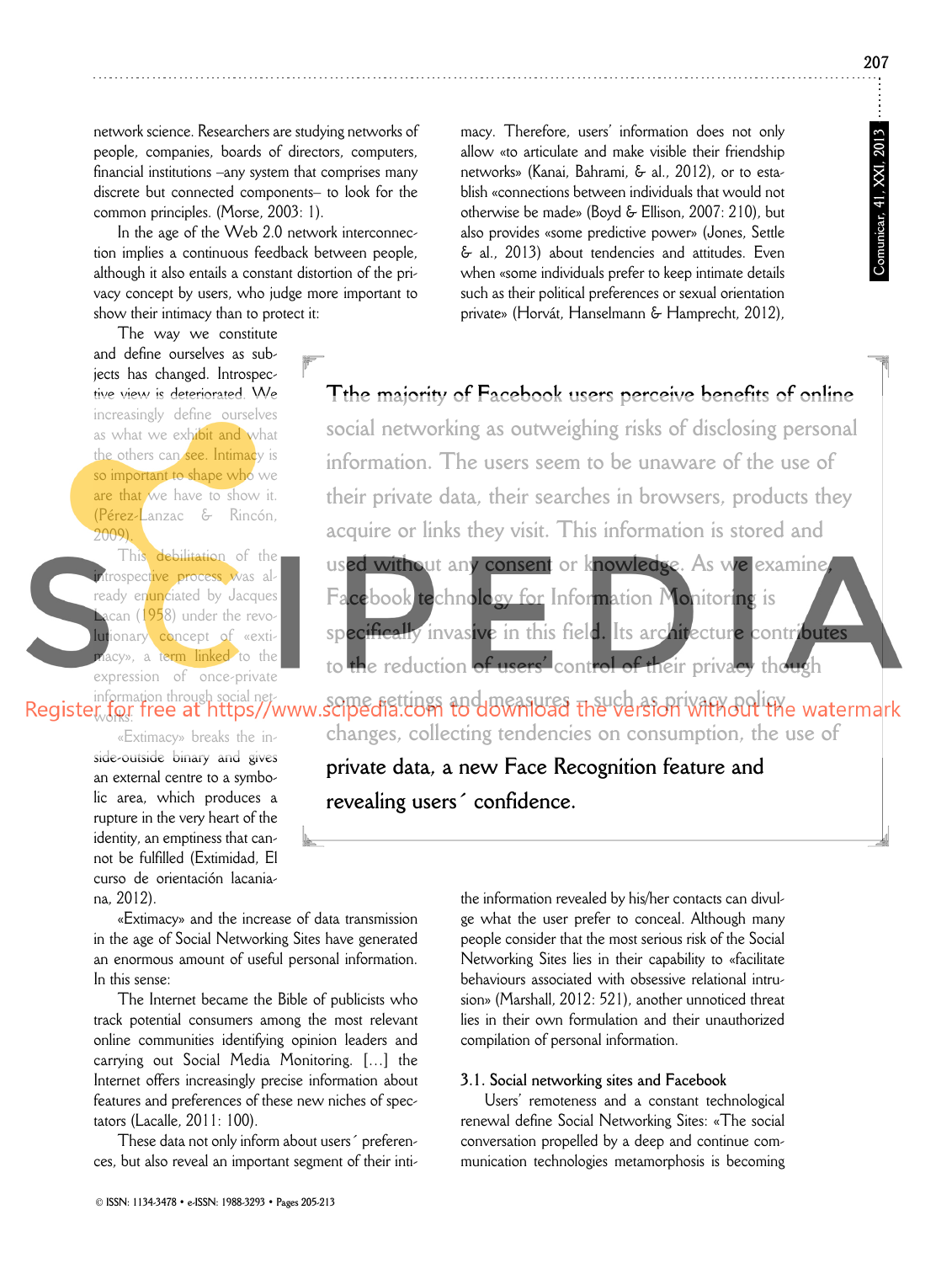network science. Researchers are studying networks of people, companies, boards of directors, computers, financial institutions –any system that comprises many discrete but connected components– to look for the common principles. (Morse, 2003: 1).

In the age of the Web 2.0 network interconnection implies a continuous feedback between people, although it also entails a constant distortion of the privacy concept by users, who judge more important to show their intimacy than to protect it:

The way we constitute and define ourselves as subjects has changed. Introspective view is deteriorated. We increasingly define ourselves as what we exhibit and what the others can see. Intimacy is so important to shape who we are that we have to show it. (Pérez-Lanzac & Rincón, 2009).

This debilitation of the introspective process was already enunciated by Jacques Lacan (1958) under the revolutionary concept of «extimacy», a term linked to the expression of once-private information through social networks.

«Extimacy» breaks the inside-outside binary and gives an external centre to a symbolic area, which produces a rupture in the very heart of the identity, an emptiness that cannot be fulfilled (Extimidad, El curso de orientación lacaniana, 2012).

«Extimacy» and the increase of data transmission in the age of Social Networking Sites have generated an enormous amount of useful personal information. In this sense:

The Internet became the Bible of publicists who track potential consumers among the most relevant online communities identifying opinion leaders and carrying out Social Media Monitoring. […] the Internet offers increasingly precise information about features and preferences of these new niches of spectators (Lacalle, 2011: 100).

These data not only inform about users´ preferences, but also reveal an important segment of their intimacy. Therefore, users' information does not only allow «to articulate and make visible their friendship networks» (Kanai, Bahrami, & al., 2012), or to establish «connections between individuals that would not otherwise be made» (Boyd & Ellison, 2007: 210), but also provides «some predictive power» (Jones, Settle & al., 2013) about tendencies and attitudes. Even when «some individuals prefer to keep intimate details such as their political preferences or sexual orientation private» (Horvát, Hanselmann & Hamprecht, 2012), the information revealed by his/her contacts can divulge what the user prefer to conceal. Although many people consider that the most serious risk of the Social Networking Sites lies in their capability to «facilitate behaviours associated with obsessive relational intrusion» (Marshall, 2012: 521), another unnoticed threat lies in their own formulation and their unauthorized compilation of personal information.

> Tthe majority of Facebook users perceive benefits of online social networking as outweighing risks of disclosing personal information. The users seem to be unaware of the use of their private data, their searches in browsers, products they acquire or links they visit. This information is stored and used without any consent or knowledge. As we examine, Facebook technology for Information Monitoring is specifically invasive in this field. Its architecture contributes to the reduction of users' control of their privacy though some settings and measures –such as privacy policy changes, collecting tendencies on consumption, the use of private data, a new Face Recognition feature and revealing users´ confidence.

### 3.1. Social networking sites and Facebook

Users' remoteness and a constant technological renewal define Social Networking Sites: «The social conversation propelled by a deep and continue communication technologies metamorphosis is becoming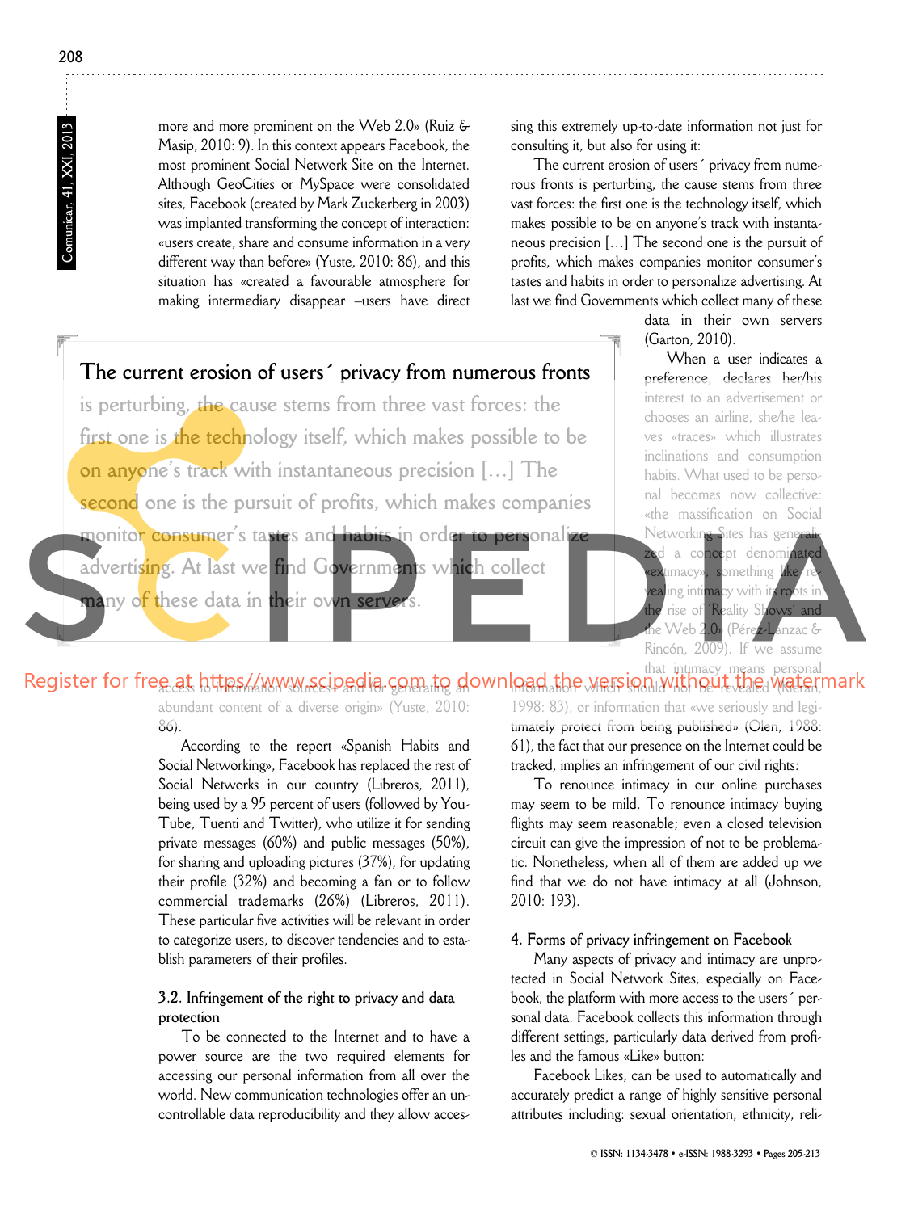more and more prominent on the Web 2.0» (Ruiz & Masip, 2010: 9). In this context appears Facebook, the most prominent Social Network Site on the Internet. Although GeoCities or MySpace were consolidated sites, Facebook (created by Mark Zuckerberg in 2003) was implanted transforming the concept of interaction: «users create, share and consume information in a very different way than before» (Yuste, 2010: 86), and this situation has «created a favourable atmosphere for making intermediary disappear –users have direct access to information sources– and for generating an abundant content of a diverse origin» (Yuste, 2010: 86).

> The current erosion of users´ privacy from numerous fronts is perturbing, the cause stems from three vast forces: the first one is the technology itself, which makes possible to be on anyone's track with instantaneous precision […] The second one is the pursuit of profits, which makes companies monitor consumer's tastes and habits in order to personalize advertising. At last we find Governments which collect many of these data in their own servers.

According to the report «Spanish Habits and Social Networking», Facebook has replaced the rest of Social Networks in our country (Libreros, 2011), being used by a 95 percent of users (followed by YouTube, Tuenti and Twitter), who utilize it for sending private messages (60%) and public messages (50%), for sharing and uploading pictures (37%), for updating their profile (32%) and becoming a fan or to follow commercial trademarks (26%) (Libreros, 2011). These particular five activities will be relevant in order to categorize users, to discover tendencies and to establish parameters of their profiles.

### 3.2. Infringement of the right to privacy and data protection

To be connected to the Internet and to have a power source are the two required elements for accessing our personal information from all over the world. New communication technologies offer an uncontrollable data reproducibility and they allow accessing this extremely up-to-date information not just for consulting it, but also for using it:

> The current erosion of users´ privacy from numerous fronts is perturbing, the cause stems from three vast forces: the first one is the technology itself, which makes possible to be on anyone's track with instantaneous precision […] The second one is the pursuit of profits, which makes companies monitor consumer's tastes and habits in order to personalize advertising. At last we find Governments which collect many of these data in their own servers (Garton, 2010).

When a user indicates a preference, declares her/his interest to an advertisement or chooses an airline, she/he leaves «traces» which illustrates inclinations and consumption habits. What used to be personal becomes now collective: «the massification on Social Networking Sites has generalized a concept denominated «extimacy», something like revealing intimacy with its roots in the rise of 'Reality Shows' and the Web 2.0» (Pérez-Lanzac & Rincón, 2009). If we assume that intimacy means personal information which should not be revealed (Kieran, 1998: 83), or information that «we seriously and legitimately protect from being published» (Olen, 1988: 61), the fact that our presence on the Internet could be tracked, implies an infringement of our civil rights:

> To renounce intimacy in our online purchases may seem to be mild. To renounce intimacy buying flights may seem reasonable; even a closed television circuit can give the impression of not to be problematic. Nonetheless, when all of them are added up we find that we do not have intimacy at all (Johnson, 2010: 193).

### 4. Forms of privacy infringement on Facebook

Many aspects of privacy and intimacy are unprotected in Social Network Sites, especially on Facebook, the platform with more access to the users´ personal data. Facebook collects this information through different settings, particularly data derived from profiles and the famous «Like» button:

> Facebook Likes, can be used to automatically and accurately predict a range of highly sensitive personal attributes including: sexual orientation, ethnicity, reli-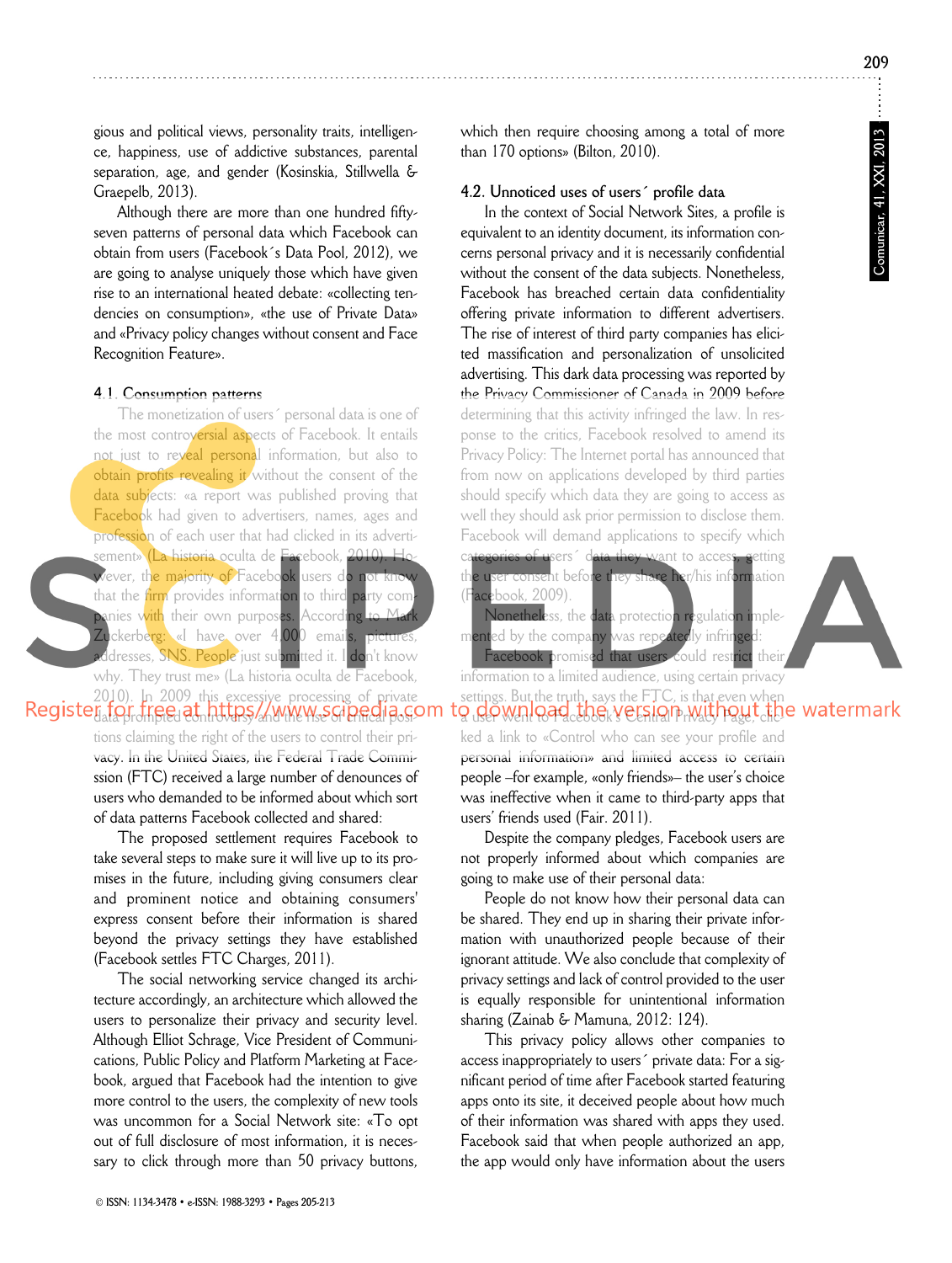gious and political views, personality traits, intelligence, happiness, use of addictive substances, parental separation, age, and gender (Kosinskia, Stillwella & Graepelb, 2013).

Although there are more than one hundred fifty-seven patterns of personal data which Facebook can obtain from users (Facebook´s Data Pool, 2012), we are going to analyse uniquely those which have given rise to an international heated debate: «collecting tendencies on consumption», «the use of Private Data» and «Privacy policy changes without consent and Face Recognition Feature».

### 4.1. Consumption patterns

The monetization of users´ personal data is one of the most controversial aspects of Facebook. It entails not just to reveal personal information, but also to obtain profits revealing it without the consent of the data subjects: «a report was published proving that Facebook had given to advertisers, names, ages and profession of each user that had clicked in its advertisement» (La historia oculta de Facebook, 2010). However, the majority of Facebook users do not know that the firm provides information to third party companies with their own purposes. According to Mark Zuckerberg: «I have over 4,000 emails, pictures, addresses, SNS. People just submitted it. I don't know why. They trust me» (La historia oculta de Facebook, 2010). In 2009 this excessive processing of private data prompted controversy and the rise of critical positions claiming the right of the users to control their privacy. In the United States, the Federal Trade Commission (FTC) received a large number of denounces of users who demanded to be informed about which sort of data patterns Facebook collected and shared:

The proposed settlement requires Facebook to take several steps to make sure it will live up to its promises in the future, including giving consumers clear and prominent notice and obtaining consumers' express consent before their information is shared beyond the privacy settings they have established (Facebook settles FTC Charges, 2011).

The social networking service changed its architecture accordingly, an architecture which allowed the users to personalize their privacy and security level. Although Elliot Schrage, Vice President of Communications, Public Policy and Platform Marketing at Facebook, argued that Facebook had the intention to give more control to the users, the complexity of new tools was uncommon for a Social Network site: «To opt out of full disclosure of most information, it is necessary to click through more than 50 privacy buttons, which then require choosing among a total of more than 170 options» (Bilton, 2010).

### 4.2. Unnoticed uses of users´ profile data

In the context of Social Network Sites, a profile is equivalent to an identity document, its information concerns personal privacy and it is necessarily confidential without the consent of the data subjects. Nonetheless, Facebook has breached certain data confidentiality offering private information to different advertisers. The rise of interest of third party companies has elicited massification and personalization of unsolicited advertising. This dark data processing was reported by the Privacy Commissioner of Canada in 2009 before determining that this activity infringed the law. In response to the critics, Facebook resolved to amend its Privacy Policy: The Internet portal has announced that from now on applications developed by third parties should specify which data they are going to access as well they should ask prior permission to disclose them. Facebook will demand applications to specify which categories of users´ data they want to access, getting the user consent before they share her/his information (Facebook, 2009).

Nonetheless, the data protection regulation implemented by the company was repeatedly infringed:

Facebook promised that users could restrict their information to a limited audience, using certain privacy settings. But the truth, says the FTC, is that even when a user went to Facebook's Central Privacy Page, clicked a link to «Control who can see your profile and personal information» and limited access to certain people –for example, «only friends»– the user's choice was ineffective when it came to third-party apps that users' friends used (Fair. 2011).

Despite the company pledges, Facebook users are not properly informed about which companies are going to make use of their personal data:

People do not know how their personal data can be shared. They end up in sharing their private information with unauthorized people because of their ignorant attitude. We also conclude that complexity of privacy settings and lack of control provided to the user is equally responsible for unintentional information sharing (Zainab & Mamuna, 2012: 124).

This privacy policy allows other companies to access inappropriately to users´ private data: For a significant period of time after Facebook started featuring apps onto its site, it deceived people about how much of their information was shared with apps they used. Facebook said that when people authorized an app, the app would only have information about the users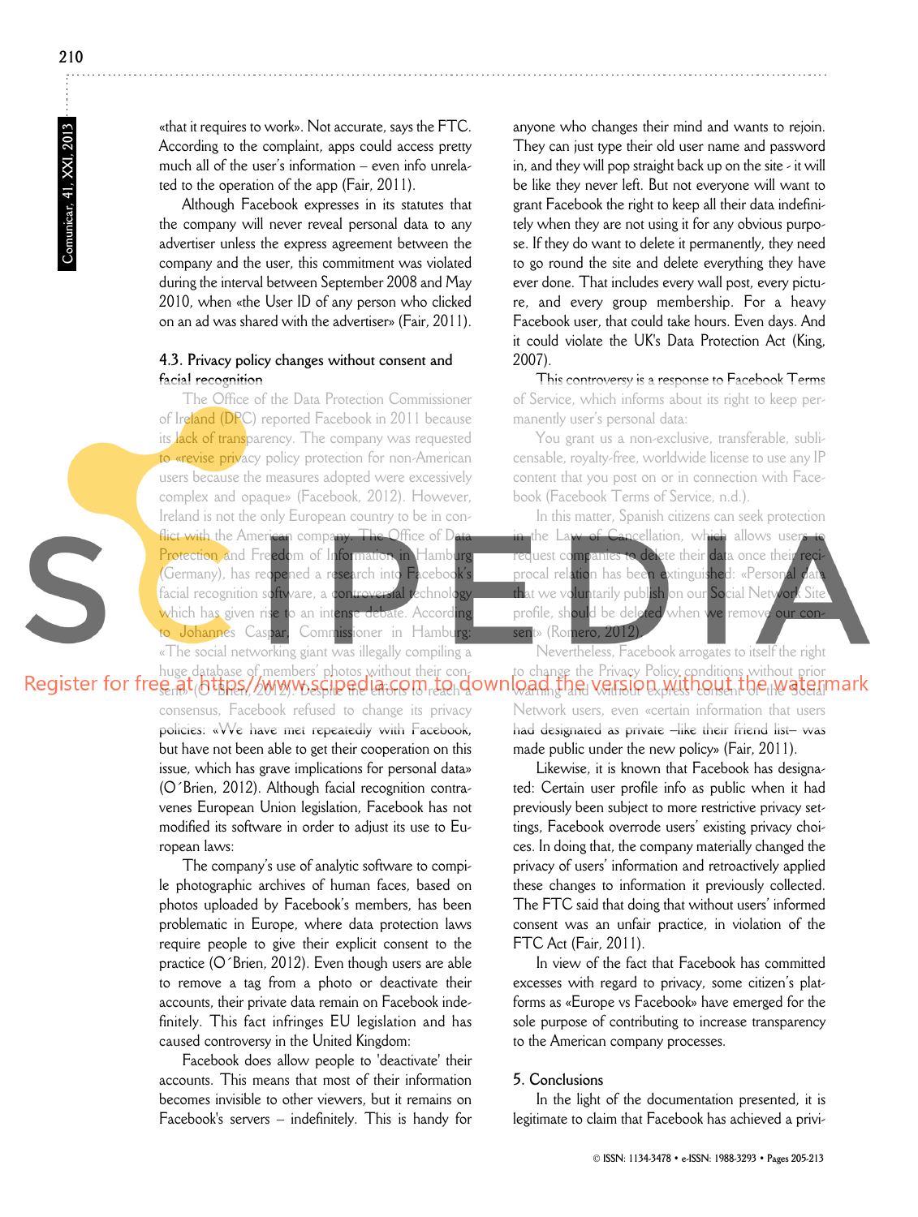«that it requires to work». Not accurate, says the FTC. According to the complaint, apps could access pretty much all of the user's information – even info unrelated to the operation of the app (Fair, 2011).

Although Facebook expresses in its statutes that the company will never reveal personal data to any advertiser unless the express agreement between the company and the user, this commitment was violated during the interval between September 2008 and May 2010, when «the User ID of any person who clicked on an ad was shared with the advertiser» (Fair, 2011).

### 4.3. Privacy policy changes without consent and facial recognition

The Office of the Data Protection Commissioner of Ireland (DPC) reported Facebook in 2011 because its lack of transparency. The company was requested to «revise privacy policy protection for non-American users because the measures adopted were excessively complex and opaque» (Facebook, 2012). However, Ireland is not the only European country to be in conflict with the American company. The Office of Data Protection and Freedom of Information in Hamburg (Germany), has reopened a research into Facebook's facial recognition software, a controversial technology which has given rise to an intense debate. According to Johannes Caspar, Commissioner in Hamburg: «The social networking giant was illegally compiling a huge database of members' photos without their consent» (O´Brien, 2012). Despite the efforts to reach a consensus, Facebook refused to change its privacy policies: «We have met repeatedly with Facebook, but have not been able to get their cooperation on this issue, which has grave implications for personal data» (O´Brien, 2012). Although facial recognition contravenes European Union legislation, Facebook has not modified its software in order to adjust its use to European laws:

The company's use of analytic software to compile photographic archives of human faces, based on photos uploaded by Facebook's members, has been problematic in Europe, where data protection laws require people to give their explicit consent to the practice (O´Brien, 2012). Even though users are able to remove a tag from a photo or deactivate their accounts, their private data remain on Facebook indefinitely. This fact infringes EU legislation and has caused controversy in the United Kingdom:

Facebook does allow people to 'deactivate' their accounts. This means that most of their information becomes invisible to other viewers, but it remains on Facebook's servers – indefinitely. This is handy for anyone who changes their mind and wants to rejoin. They can just type their old user name and password in, and they will pop straight back up on the site - it will be like they never left. But not everyone will want to grant Facebook the right to keep all their data indefinitely when they are not using it for any obvious purpose. If they do want to delete it permanently, they need to go round the site and delete everything they have ever done. That includes every wall post, every picture, and every group membership. For a heavy Facebook user, that could take hours. Even days. And it could violate the UK's Data Protection Act (King, 2007).

This controversy is a response to Facebook Terms of Service, which informs about its right to keep permanently user's personal data:

You grant us a non-exclusive, transferable, sublicensable, royalty-free, worldwide license to use any IP content that you post on or in connection with Facebook (Facebook Terms of Service, n.d.).

In this matter, Spanish citizens can seek protection in the Law of Cancellation, which allows users to request companies to delete their data once their reciprocal relation has been extinguished: «Personal data that we voluntarily publish on our Social Network Site profile, should be deleted when we remove our consent» (Romero, 2012).

Nevertheless, Facebook arrogates to itself the right to change the Privacy Policy conditions without prior warning and without express consent of the Social Network users, even «certain information that users had designated as private –like their friend list– was made public under the new policy» (Fair, 2011).

Likewise, it is known that Facebook has designated: Certain user profile info as public when it had previously been subject to more restrictive privacy settings, Facebook overrode users' existing privacy choices. In doing that, the company materially changed the privacy of users' information and retroactively applied these changes to information it previously collected. The FTC said that doing that without users' informed consent was an unfair practice, in violation of the FTC Act (Fair, 2011).

In view of the fact that Facebook has committed excesses with regard to privacy, some citizen's platforms as «Europe vs Facebook» have emerged for the sole purpose of contributing to increase transparency to the American company processes.

## 5. Conclusions

In the light of the documentation presented, it is legitimate to claim that Facebook has achieved a privi-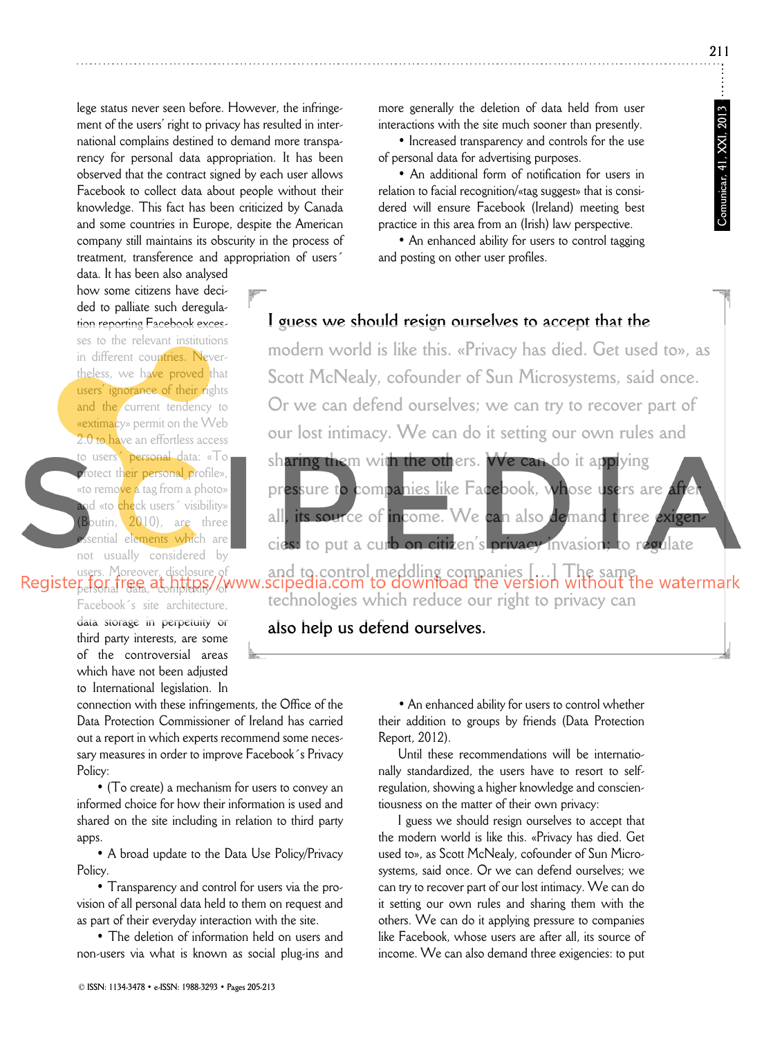lege status never seen before. However, the infringement of the users' right to privacy has resulted in international complains destined to demand more transparency for personal data appropriation. It has been observed that the contract signed by each user allows Facebook to collect data about people without their knowledge. This fact has been criticized by Canada and some countries in Europe, despite the American company still maintains its obscurity in the process of treatment, transference and appropriation of users´ data. It has been also analysed how some citizens have decided to palliate such deregulation reporting Facebook excesses to the relevant institutions in different countries. Nevertheless, we have proved that users' ignorance of their rights and the current tendency to «extimacy» permit on the Web 2.0 to have an effortless access to users´ personal data: «To protect their personal profile», «to remove a tag from a photo» and «to check users´ visibility» (Boutin, 2010), are three essential elements which are not usually considered by users. Moreover, disclosure of personal data, complexity of Facebook´s site architecture, data storage in perpetuity or third party interests, are some of the controversial areas which have not been adjusted to International legislation. In connection with these infringements, the Office of the Data Protection Commissioner of Ireland has carried out a report in which experts recommend some necessary measures in order to improve Facebook´s Privacy Policy:

- (To create) a mechanism for users to convey an informed choice for how their information is used and shared on the site including in relation to third party apps.
- A broad update to the Data Use Policy/Privacy Policy.
- Transparency and control for users via the provision of all personal data held to them on request and as part of their everyday interaction with the site.
- The deletion of information held on users and non-users via what is known as social plug-ins and more generally the deletion of data held from user interactions with the site much sooner than presently.
- Increased transparency and controls for the use of personal data for advertising purposes.
- An additional form of notification for users in relation to facial recognition/«tag suggest» that is considered will ensure Facebook (Ireland) meeting best practice in this area from an (Irish) law perspective.
- An enhanced ability for users to control tagging and posting on other user profiles.

> I guess we should resign ourselves to accept that the modern world is like this. «Privacy has died. Get used to», as Scott McNealy, cofounder of Sun Microsystems, said once. Or we can defend ourselves; we can try to recover part of our lost intimacy. We can do it setting our own rules and sharing them with the others. We can do it applying pressure to companies like Facebook, whose users are after all, its source of income. We can also demand three exigencies: to put a curb on citizen's privacy invasion; to regulate and to control meddling companies [...] The same technologies which reduce our right to privacy can also help us defend ourselves.

- An enhanced ability for users to control whether their addition to groups by friends (Data Protection Report, 2012).

Until these recommendations will be internationally standardized, the users have to resort to self-regulation, showing a higher knowledge and conscientiousness on the matter of their own privacy:

I guess we should resign ourselves to accept that the modern world is like this. «Privacy has died. Get used to», as Scott McNealy, cofounder of Sun Microsystems, said once. Or we can defend ourselves; we can try to recover part of our lost intimacy. We can do it setting our own rules and sharing them with the others. We can do it applying pressure to companies like Facebook, whose users are after all, its source of income. We can also demand three exigencies: to put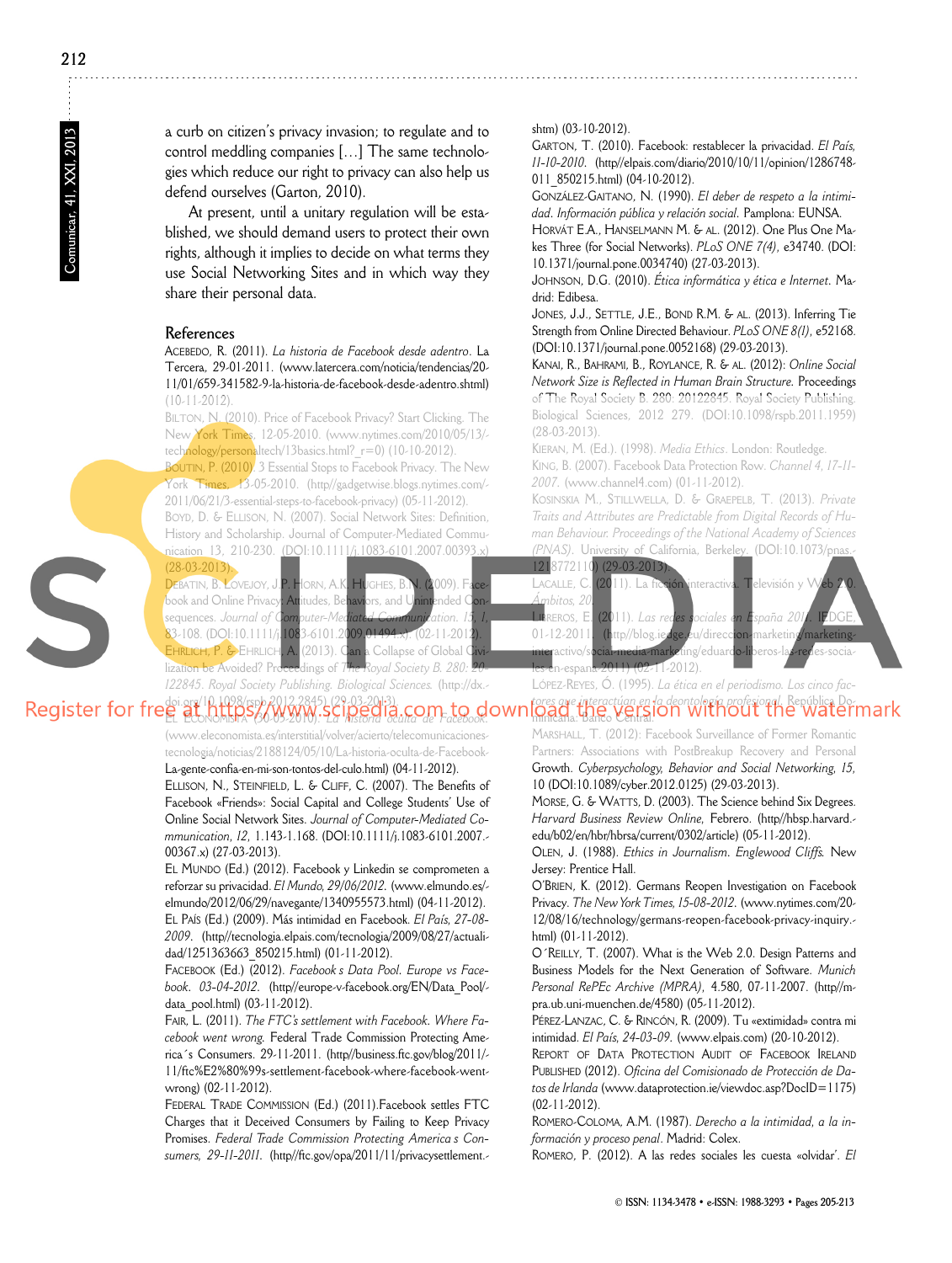a curb on citizen's privacy invasion; to regulate and to control meddling companies […] The same technologies which reduce our right to privacy can also help us defend ourselves (Garton, 2010).

At present, until a unitary regulation will be established, we should demand users to protect their own rights, although it implies to decide on what terms they use Social Networking Sites and in which way they share their personal data.

## References

ACEBEDO, R. (2011). *La historia de Facebook desde adentro*. La Tercera, 29-01-2011. (www.latercera.com/noticia/tendencias/2011/01/659-341582-9-la-historia-de-facebook-desde-adentro.shtml) (10-11-2012).

BILTON, N. (2010). Price of Facebook Privacy? Start Clicking. The New York Times, 12-05-2010. (www.nytimes.com/2010/05/13/technology/personaltech/13basics.html?_r=0) (10-10-2012).

BOUTIN, P. (2010). 3 Essential Stops to Facebook Privacy. The New York Times, 13-05-2010. (http//gadgetwise.blogs.nytimes.com/2011/06/21/3-essential-steps-to-facebook-privacy) (05-11-2012).

BOYD, D. & ELLISON, N. (2007). Social Network Sites: Definition, History and Scholarship. Journal of Computer-Mediated Communication 13, 210-230. (DOI:10.1111/j.1083-6101.2007.00393.x) (28-03-2013).

DEBATIN, B. LOVEJOY, J.P. HORN, A.K. HUGHES, B.N. (2009). Facebook and Online Privacy: Attitudes, Behaviors, and Unintended Consequences. *Journal of Computer-Mediated Communication. 15, 1*, 83-108. (DOI:10.1111/j.1083-6101.2009.01494.x). (02-11-2012).

EHRLICH, P. & EHRLICH, A. (2013). Can a Collapse of Global Civilization be Avoided? Proceedings of *The Royal Society B. 280: 20-122845. Royal Society Publishing. Biological Sciences.* (http://dx.doi.org/10.1098/rspb.2012.2845) (29-03-2013).

EL ECONOMISTA (30-05-2010). *La historia oculta de Facebook*. (www.eleconomista.es/interstitial/volver/acierto/telecomunicaciones-tecnologia/noticias/2188124/05/10/La-historia-oculta-de-Facebook-La-gente-confia-en-mi-son-tontos-del-culo.html) (04-11-2012).

ELLISON, N., STEINFIELD, L. & CLIFF, C. (2007). The Benefits of Facebook «Friends»: Social Capital and College Students' Use of Online Social Network Sites. *Journal of Computer-Mediated Communication*, *12*, 1.143-1.168. (DOI:10.1111/j.1083-6101.2007.00367.x) (27-03-2013).

EL MUNDO (Ed.) (2012). Facebook y Linkedin se comprometen a reforzar su privacidad. *El Mundo, 29/06/2012*. (www.elmundo.es/elmundo/2012/06/29/navegante/1340955573.html) (04-11-2012).

EL PAÍS (Ed.) (2009). Más intimidad en Facebook. *El País, 27-08-2009*. (http//tecnologia.elpais.com/tecnologia/2009/08/27/actualidad/1251363663_850215.html) (01-11-2012).

FACEBOOK (Ed.) (2012). *Facebook s Data Pool. Europe vs Facebook. 03-04-2012*. (http//europe-v-facebook.org/EN/Data_Pool/data_pool.html) (03-11-2012).

FAIR, L. (2011). *The FTC's settlement with Facebook. Where Facebook went wrong*. Federal Trade Commission Protecting America´s Consumers. 29-11-2011. (http//business.ftc.gov/blog/2011/11/ftc%E2%80%99s-settlement-facebook-where-facebook-went-wrong) (02-11-2012).

FEDERAL TRADE COMMISSION (Ed.) (2011).Facebook settles FTC Charges that it Deceived Consumers by Failing to Keep Privacy Promises. *Federal Trade Commission Protecting America s Consumers, 29-11-2011*. (http//ftc.gov/opa/2011/11/privacysettlement.shtm) (03-10-2012).

GARTON, T. (2010). Facebook: restablecer la privacidad. *El País, 11-10-2010*. (http//elpais.com/diario/2010/10/11/opinion/1286748011_850215.html) (04-10-2012).

GONZÁLEZ-GAITANO, N. (1990). *El deber de respeto a la intimidad. Información pública y relación social*. Pamplona: EUNSA.

HORVÁT E.A., HANSELMANN M. & AL. (2012). One Plus One Makes Three (for Social Networks). *PLoS ONE 7(4)*, e34740. (DOI:10.1371/journal.pone.0034740) (27-03-2013).

JOHNSON, D.G. (2010). *Ética informática y ética e Internet*. Madrid: Edibesa.

JONES, J.J., SETTLE, J.E., BOND R.M. & AL. (2013). Inferring Tie Strength from Online Directed Behaviour. *PLoS ONE 8(1)*, e52168. (DOI:10.1371/journal.pone.0052168) (29-03-2013).

KANAI, R., BAHRAMI, B., ROYLANCE, R. & AL. (2012): *Online Social Network Size is Reflected in Human Brain Structure.* Proceedings of The Royal Society B. 280: 20122845. Royal Society Publishing. Biological Sciences, 2012 279. (DOI:10.1098/rspb.2011.1959) (28-03-2013).

KIERAN, M. (Ed.). (1998). *Media Ethics*. London: Routledge.

KING, B. (2007). Facebook Data Protection Row. *Channel 4, 17-11-2007*. (www.channel4.com) (01-11-2012).

KOSINSKIA M., STILLWELLA, D. & GRAEPELB, T. (2013). *Private Traits and Attributes are Predictable from Digital Records of Human Behaviour. Proceedings of the National Academy of Sciences (PNAS)*. University of California, Berkeley. (DOI:10.1073/pnas.1218772110) (29-03-2013).

LACALLE, C. (2011). La ficción interactiva. Televisión y Web 2.0. *Ámbitos, 20*.

LIBEROS, E. (2011). *Las redes sociales en España 2011*. IEDGE, 01-12-2011. (http//blog.iedge.eu/direccion-marketing/marketing-interactivo/social-media-marketing/eduardo-liberos-las-redes-sociales-en-espana-2011) (02-11-2012).

LÓPEZ-REYES, Ó. (1995). *La ética en el periodismo. Los cinco factores que interactúan en la deontología profesional*. República Dominicana: Banco Central.

MARSHALL, T. (2012): Facebook Surveillance of Former Romantic Partners: Associations with PostBreakup Recovery and Personal Growth. *Cyberpsychology, Behavior and Social Networking, 15*, 10 (DOI:10.1089/cyber.2012.0125) (29-03-2013).

MORSE, G. & WATTS, D. (2003). The Science behind Six Degrees. *Harvard Business Review Online*, Febrero. (http//hbsp.harvard.edu/b02/en/hbr/hbrsa/current/0302/article) (05-11-2012).

OLEN, J. (1988). *Ethics in Journalism. Englewood Cliffs.* New Jersey: Prentice Hall.

O'BRIEN, K. (2012). Germans Reopen Investigation on Facebook Privacy. *The New York Times, 15-08-2012*. (www.nytimes.com/2012/08/16/technology/germans-reopen-facebook-privacy-inquiry.html) (01-11-2012).

O´REILLY, T. (2007). What is the Web 2.0. Design Patterns and Business Models for the Next Generation of Software. *Munich Personal RePEc Archive (MPRA)*, 4.580, 07-11-2007. (http//mpra.ub.uni-muenchen.de/4580) (05-11-2012).

PÉREZ-LANZAC, C. & RINCÓN, R. (2009). Tu «extimidad» contra mi intimidad. *El País, 24-03-09*. (www.elpais.com) (20-10-2012).

REPORT OF DATA PROTECTION AUDIT OF FACEBOOK IRELAND PUBLISHED (2012). *Oficina del Comisionado de Protección de Datos de Irlanda* (www.dataprotection.ie/viewdoc.asp?DocID=1175) (02-11-2012).

ROMERO-COLOMA, A.M. (1987). *Derecho a la intimidad, a la información y proceso penal*. Madrid: Colex.

ROMERO, P. (2012). A las redes sociales les cuesta «olvidar'. *El*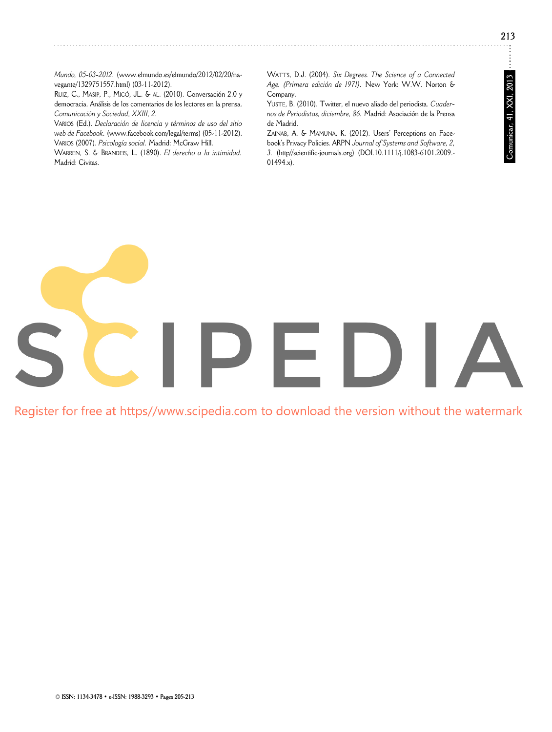*Mundo, 05-03-2012*. (www.elmundo.es/elmundo/2012/02/20/navegante/1329751557.html) (03-11-2012).

RUIZ, C., MASIP, P., MICÓ, JL. & AL. (2010). Conversación 2.0 y democracia. Análisis de los comentarios de los lectores en la prensa. *Comunicação y Sociedad, XXIII, 2*.

VARIOS (Ed.). *Declaración de licencia y términos de uso del sitio web de Facebook*. (www.facebook.com/legal/terms) (05-11-2012).

VARIOS (2007). *Psicología social*. Madrid: McGraw Hill.

WARREN, S. & BRANDEIS, L. (1890). *El derecho a la intimidad*. Madrid: Civitas.

WATTS, D.J. (2004). *Six Degrees. The Science of a Connected Age. (Primera edición de 1971)*. New York: W.W. Norton & Company.

YUSTE, B. (2010). Twitter, el nuevo aliado del periodista. *Cuadernos de Periodistas, diciembre, 86*. Madrid: Asociación de la Prensa de Madrid.

ZAINAB, A. & MAMUNA, K. (2012). Users' Perceptions on Facebook's Privacy Policies. ARPN *Journal of Systems and Software, 2, 3*. (http//scientific-journals.org) (DOI.10.1111/j.1083-6101.2009.-01494.x).

Register for free at https//www.scipedia.com to download the version without the watermark